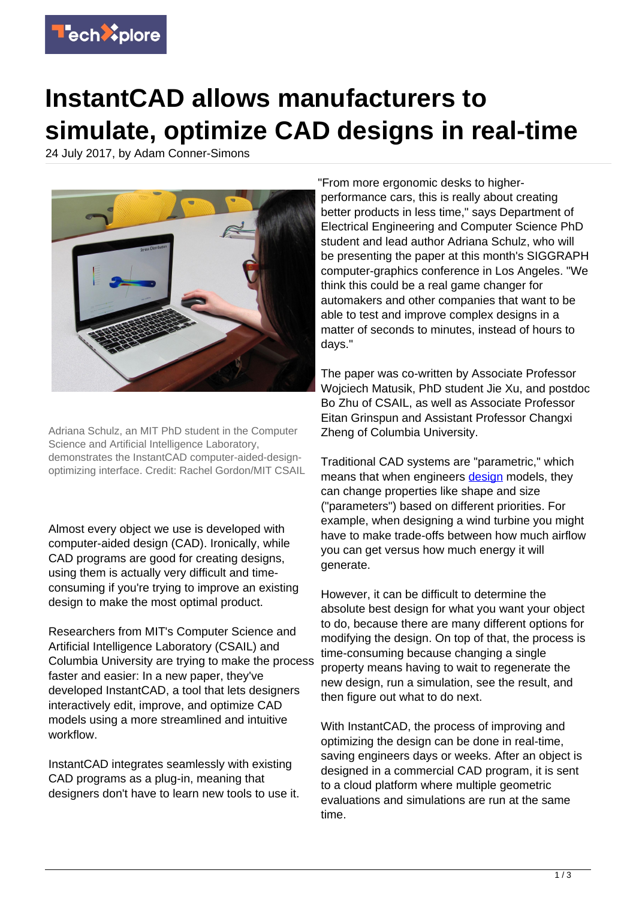# InstantCAD allows manufacturers to simulate, optimize CAD designs in real-time

24 July 2017, by Adam Conner-Simons

Adriana Schulz, an MIT PhD student in the Computer Science and Artificial Intelligence Laboratory, demonstrates the InstantCAD computer-aided-design-optimizing interface. Credit: Rachel Gordon/MIT CSAIL

Almost every object we use is developed with computer-aided design (CAD). Ironically, while CAD programs are good for creating designs, using them is actually very difficult and time-consuming if you're trying to improve an existing design to make the most optimal product.

Researchers from MIT's Computer Science and Artificial Intelligence Laboratory (CSAIL) and Columbia University are trying to make the process faster and easier: In a new paper, they've developed InstantCAD, a tool that lets designers interactively edit, improve, and optimize CAD models using a more streamlined and intuitive workflow.

InstantCAD integrates seamlessly with existing CAD programs as a plug-in, meaning that designers don't have to learn new tools to use it.

"From more ergonomic desks to higher-performance cars, this is really about creating better products in less time," says Department of Electrical Engineering and Computer Science PhD student and lead author Adriana Schulz, who will be presenting the paper at this month's SIGGRAPH computer-graphics conference in Los Angeles. "We think this could be a real game changer for automakers and other companies that want to be able to test and improve complex designs in a matter of seconds to minutes, instead of hours to days."

The paper was co-written by Associate Professor Wojciech Matusik, PhD student Jie Xu, and postdoc Bo Zhu of CSAIL, as well as Associate Professor Eitan Grinspun and Assistant Professor Changxi Zheng of Columbia University.

Traditional CAD systems are "parametric," which means that when engineers design models, they can change properties like shape and size ("parameters") based on different priorities. For example, when designing a wind turbine you might have to make trade-offs between how much airflow you can get versus how much energy it will generate.

However, it can be difficult to determine the absolute best design for what you want your object to do, because there are many different options for modifying the design. On top of that, the process is time-consuming because changing a single property means having to wait to regenerate the new design, run a simulation, see the result, and then figure out what to do next.

With InstantCAD, the process of improving and optimizing the design can be done in real-time, saving engineers days or weeks. After an object is designed in a commercial CAD program, it is sent to a cloud platform where multiple geometric evaluations and simulations are run at the same time.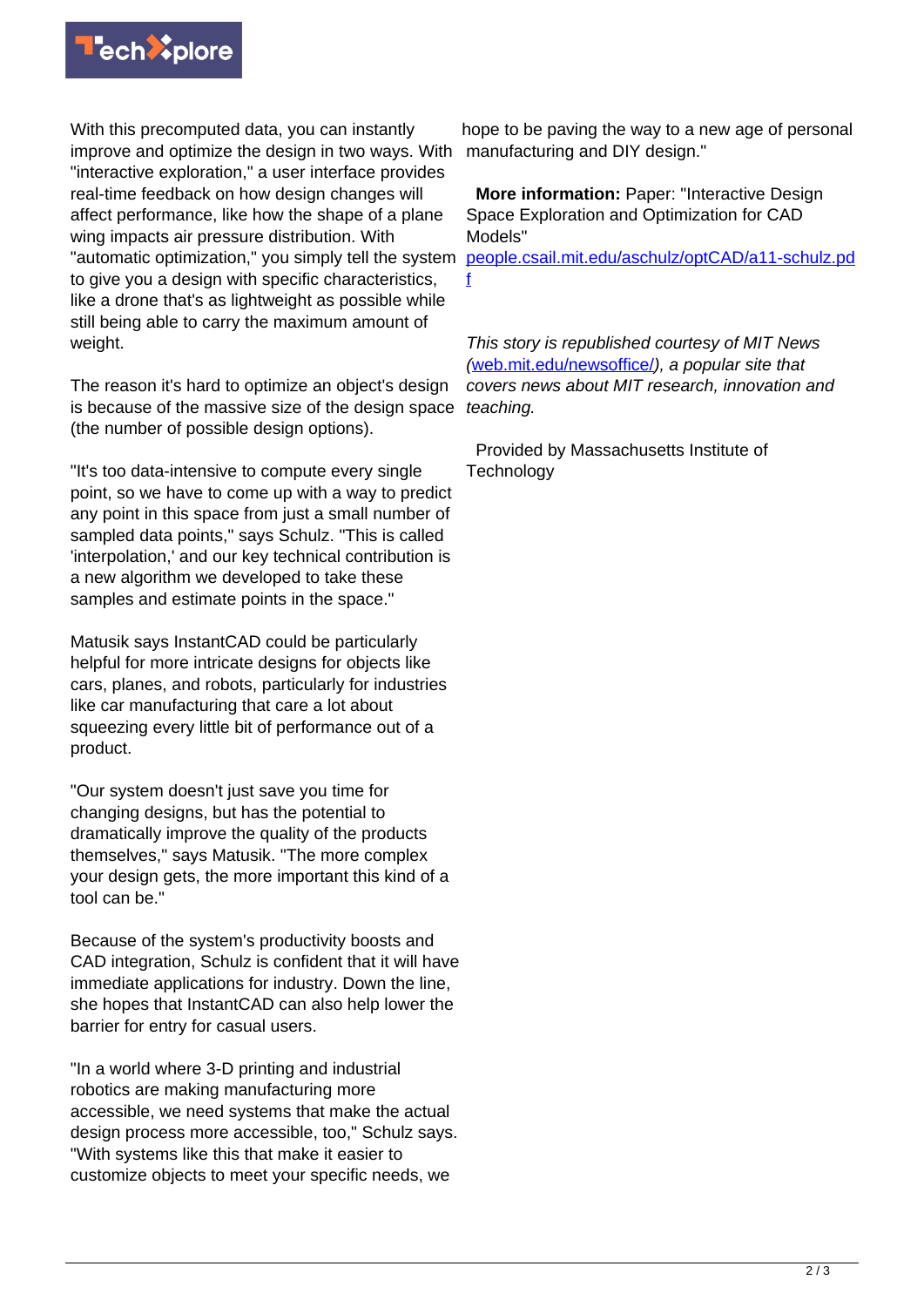With this precomputed data, you can instantly improve and optimize the design in two ways. With "interactive exploration," a user interface provides real-time feedback on how design changes will affect performance, like how the shape of a plane wing impacts air pressure distribution. With "automatic optimization," you simply tell the system to give you a design with specific characteristics, like a drone that's as lightweight as possible while still being able to carry the maximum amount of weight.

The reason it's hard to optimize an object's design is because of the massive size of the design space (the number of possible design options).

"It's too data-intensive to compute every single point, so we have to come up with a way to predict any point in this space from just a small number of sampled data points," says Schulz. "This is called 'interpolation,' and our key technical contribution is a new algorithm we developed to take these samples and estimate points in the space."

Matusik says InstantCAD could be particularly helpful for more intricate designs for objects like cars, planes, and robots, particularly for industries like car manufacturing that care a lot about squeezing every little bit of performance out of a product.

"Our system doesn't just save you time for changing designs, but has the potential to dramatically improve the quality of the products themselves," says Matusik. "The more complex your design gets, the more important this kind of a tool can be."

Because of the system's productivity boosts and CAD integration, Schulz is confident that it will have immediate applications for industry. Down the line, she hopes that InstantCAD can also help lower the barrier for entry for casual users.

"In a world where 3-D printing and industrial robotics are making manufacturing more accessible, we need systems that make the actual design process more accessible, too," Schulz says. "With systems like this that make it easier to customize objects to meet your specific needs, we hope to be paving the way to a new age of personal manufacturing and DIY design."

**More information:** Paper: "Interactive Design Space Exploration and Optimization for CAD Models" people.csail.mit.edu/aschulz/optCAD/a11-schulz.pdf

*This story is republished courtesy of MIT News (web.mit.edu/newsoffice/), a popular site that covers news about MIT research, innovation and teaching.*

Provided by Massachusetts Institute of Technology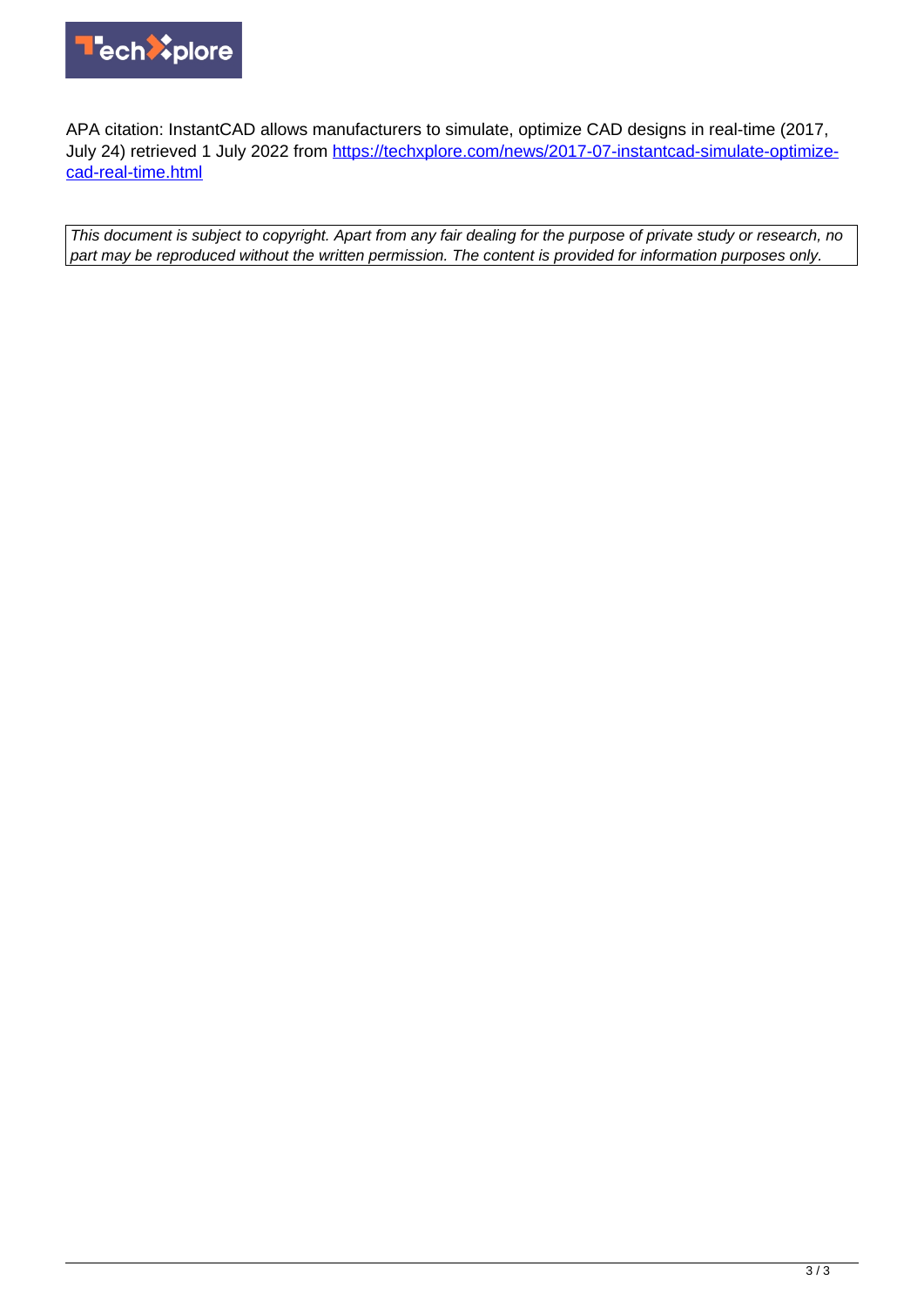APA citation: InstantCAD allows manufacturers to simulate, optimize CAD designs in real-time (2017, July 24) retrieved 1 July 2022 from [https://techxplore.com/news/2017-07-instantcad-simulate-optimize-cad-real-time.html](https://techxplore.com/news/2017-07-instantcad-simulate-optimize-cad-real-time.html)

*This document is subject to copyright. Apart from any fair dealing for the purpose of private study or research, no part may be reproduced without the written permission. The content is provided for information purposes only.*